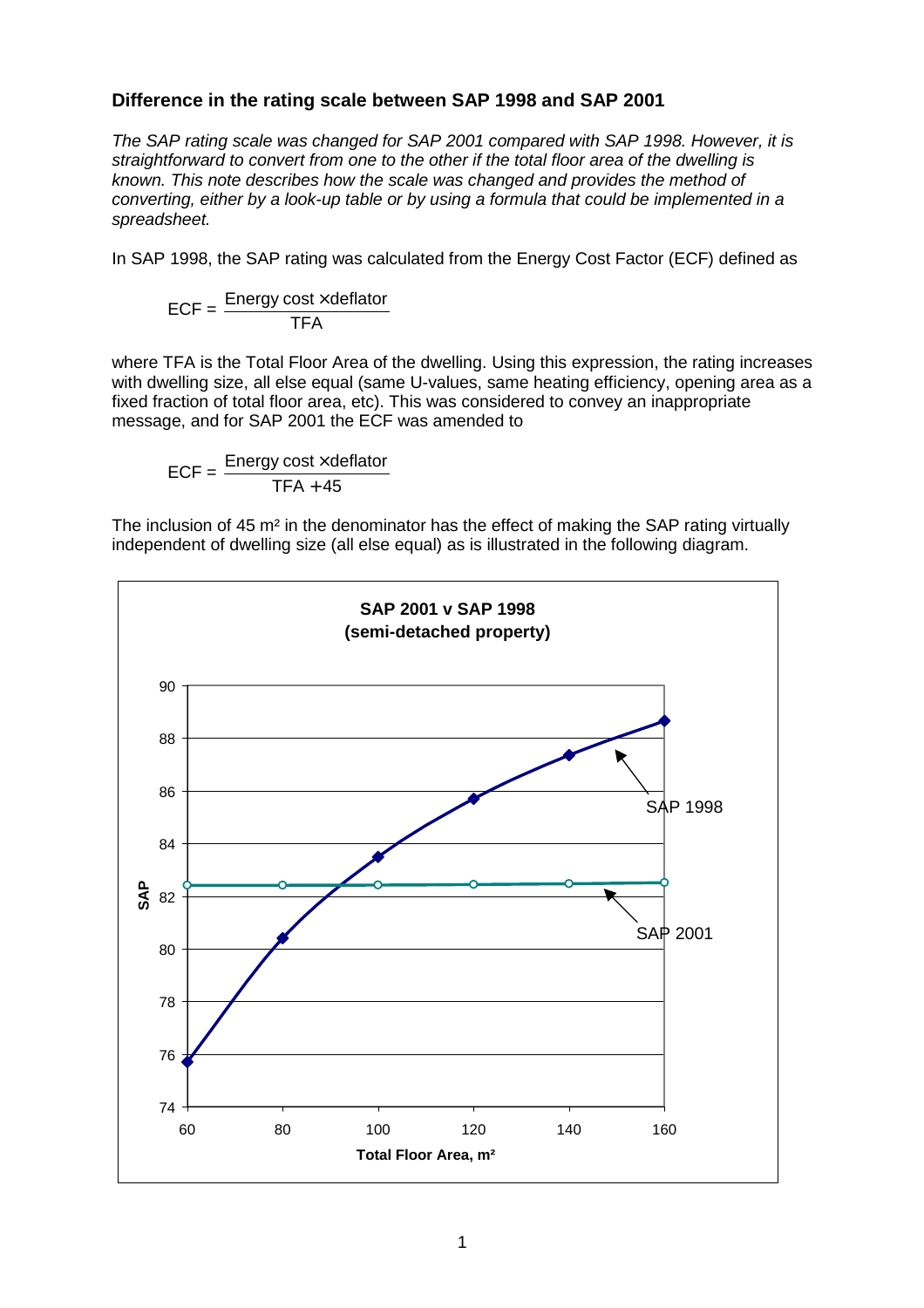## Difference in the rating scale between SAP 1998 and SAP 2001

*The SAP rating scale was changed for SAP 2001 compared with SAP 1998. However, it is straightforward to convert from one to the other if the total floor area of the dwelling is known. This note describes how the scale was changed and provides the method of converting, either by a look-up table or by using a formula that could be implemented in a spreadsheet.*

In SAP 1998, the SAP rating was calculated from the Energy Cost Factor (ECF) defined as

$$\text{ECF} = \frac{\text{Energy cost} \times \text{deflator}}{\text{TFA}}$$

where TFA is the Total Floor Area of the dwelling. Using this expression, the rating increases with dwelling size, all else equal (same U-values, same heating efficiency, opening area as a fixed fraction of total floor area, etc). This was considered to convey an inappropriate message, and for SAP 2001 the ECF was amended to

$$\text{ECF} = \frac{\text{Energy cost} \times \text{deflator}}{\text{TFA} + 45}$$

The inclusion of 45 m² in the denominator has the effect of making the SAP rating virtually independent of dwelling size (all else equal) as is illustrated in the following diagram.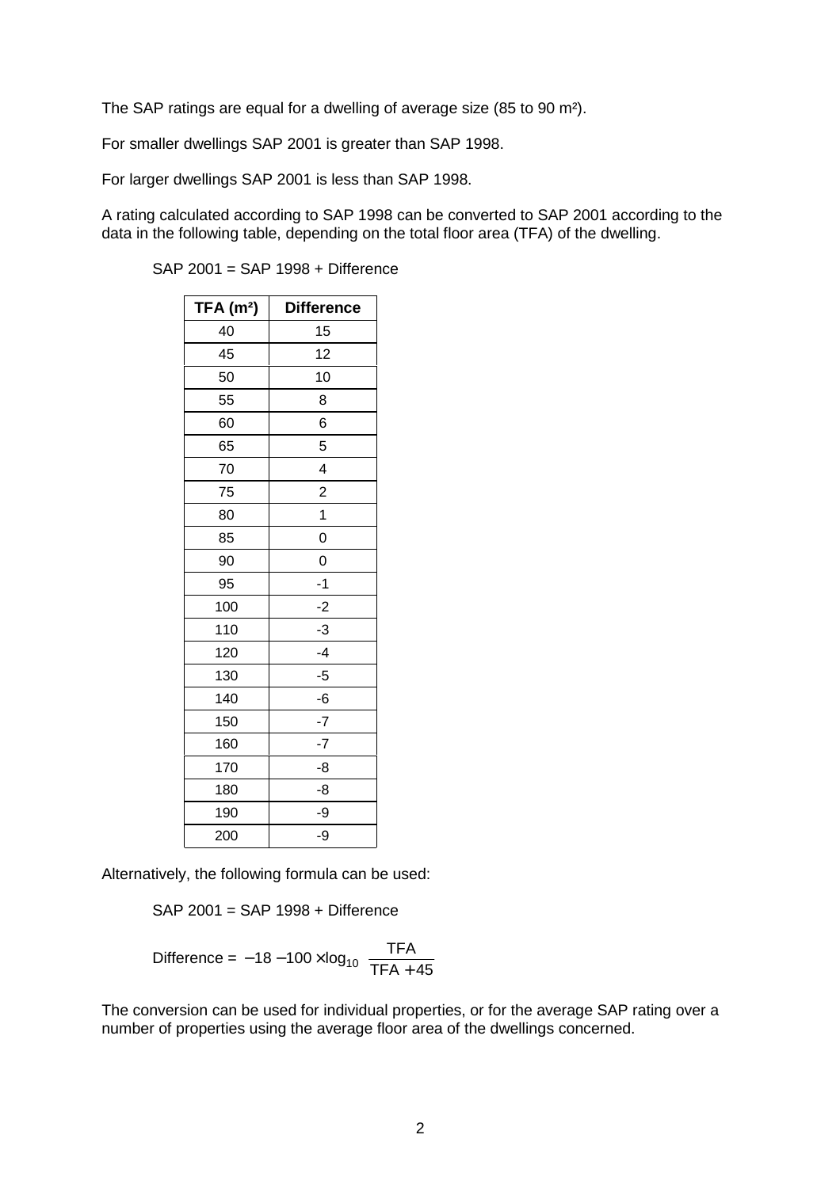The SAP ratings are equal for a dwelling of average size (85 to 90 m²).

For smaller dwellings SAP 2001 is greater than SAP 1998.

For larger dwellings SAP 2001 is less than SAP 1998.

A rating calculated according to SAP 1998 can be converted to SAP 2001 according to the data in the following table, depending on the total floor area (TFA) of the dwelling.

SAP 2001 = SAP 1998 + Difference

| TFA (m²) | Difference |
|---|---|
| 40 | 15 |
| 45 | 12 |
| 50 | 10 |
| 55 | 8 |
| 60 | 6 |
| 65 | 5 |
| 70 | 4 |
| 75 | 2 |
| 80 | 1 |
| 85 | 0 |
| 90 | 0 |
| 95 | -1 |
| 100 | -2 |
| 110 | -3 |
| 120 | -4 |
| 130 | -5 |
| 140 | -6 |
| 150 | -7 |
| 160 | -7 |
| 170 | -8 |
| 180 | -8 |
| 190 | -9 |
| 200 | -9 |

Alternatively, the following formula can be used:

SAP 2001 = SAP 1998 + Difference

$$\text{Difference} = -18 - 100 \times \log_{10} \frac{\text{TFA}}{\text{TFA} + 45}$$

The conversion can be used for individual properties, or for the average SAP rating over a number of properties using the average floor area of the dwellings concerned.